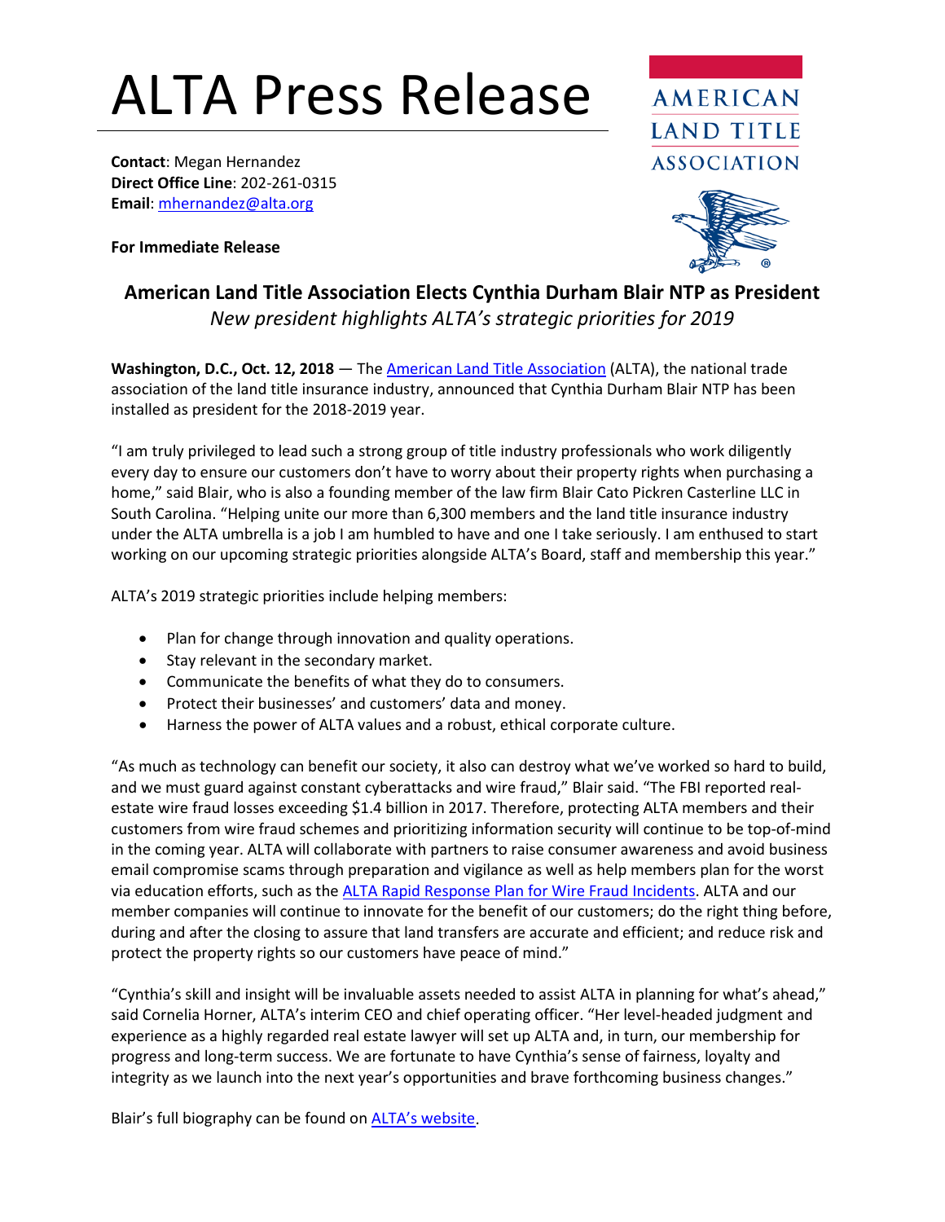# ALTA Press Release

**Contact**: Megan Hernandez
**Direct Office Line**: 202-261-0315
**Email**: [mhernandez@alta.org](mailto:mhernandez@alta.org)

AMERICAN LAND TITLE ASSOCIATION

**For Immediate Release**

## American Land Title Association Elects Cynthia Durham Blair NTP as President

*New president highlights ALTA's strategic priorities for 2019*

**Washington, D.C., Oct. 12, 2018** — The [American Land Title Association](https://www.alta.org) (ALTA), the national trade association of the land title insurance industry, announced that Cynthia Durham Blair NTP has been installed as president for the 2018-2019 year.

"I am truly privileged to lead such a strong group of title industry professionals who work diligently every day to ensure our customers don't have to worry about their property rights when purchasing a home," said Blair, who is also a founding member of the law firm Blair Cato Pickren Casterline LLC in South Carolina. "Helping unite our more than 6,300 members and the land title insurance industry under the ALTA umbrella is a job I am humbled to have and one I take seriously. I am enthused to start working on our upcoming strategic priorities alongside ALTA's Board, staff and membership this year."

ALTA's 2019 strategic priorities include helping members:

- Plan for change through innovation and quality operations.
- Stay relevant in the secondary market.
- Communicate the benefits of what they do to consumers.
- Protect their businesses' and customers' data and money.
- Harness the power of ALTA values and a robust, ethical corporate culture.

"As much as technology can benefit our society, it also can destroy what we've worked so hard to build, and we must guard against constant cyberattacks and wire fraud," Blair said. "The FBI reported real-estate wire fraud losses exceeding $1.4 billion in 2017. Therefore, protecting ALTA members and their customers from wire fraud schemes and prioritizing information security will continue to be top-of-mind in the coming year. ALTA will collaborate with partners to raise consumer awareness and avoid business email compromise scams through preparation and vigilance as well as help members plan for the worst via education efforts, such as the [ALTA Rapid Response Plan for Wire Fraud Incidents](). ALTA and our member companies will continue to innovate for the benefit of our customers; do the right thing before, during and after the closing to assure that land transfers are accurate and efficient; and reduce risk and protect the property rights so our customers have peace of mind."

"Cynthia's skill and insight will be invaluable assets needed to assist ALTA in planning for what's ahead," said Cornelia Horner, ALTA's interim CEO and chief operating officer. "Her level-headed judgment and experience as a highly regarded real estate lawyer will set up ALTA and, in turn, our membership for progress and long-term success. We are fortunate to have Cynthia's sense of fairness, loyalty and integrity as we launch into the next year's opportunities and brave forthcoming business changes."

Blair's full biography can be found on [ALTA's website]().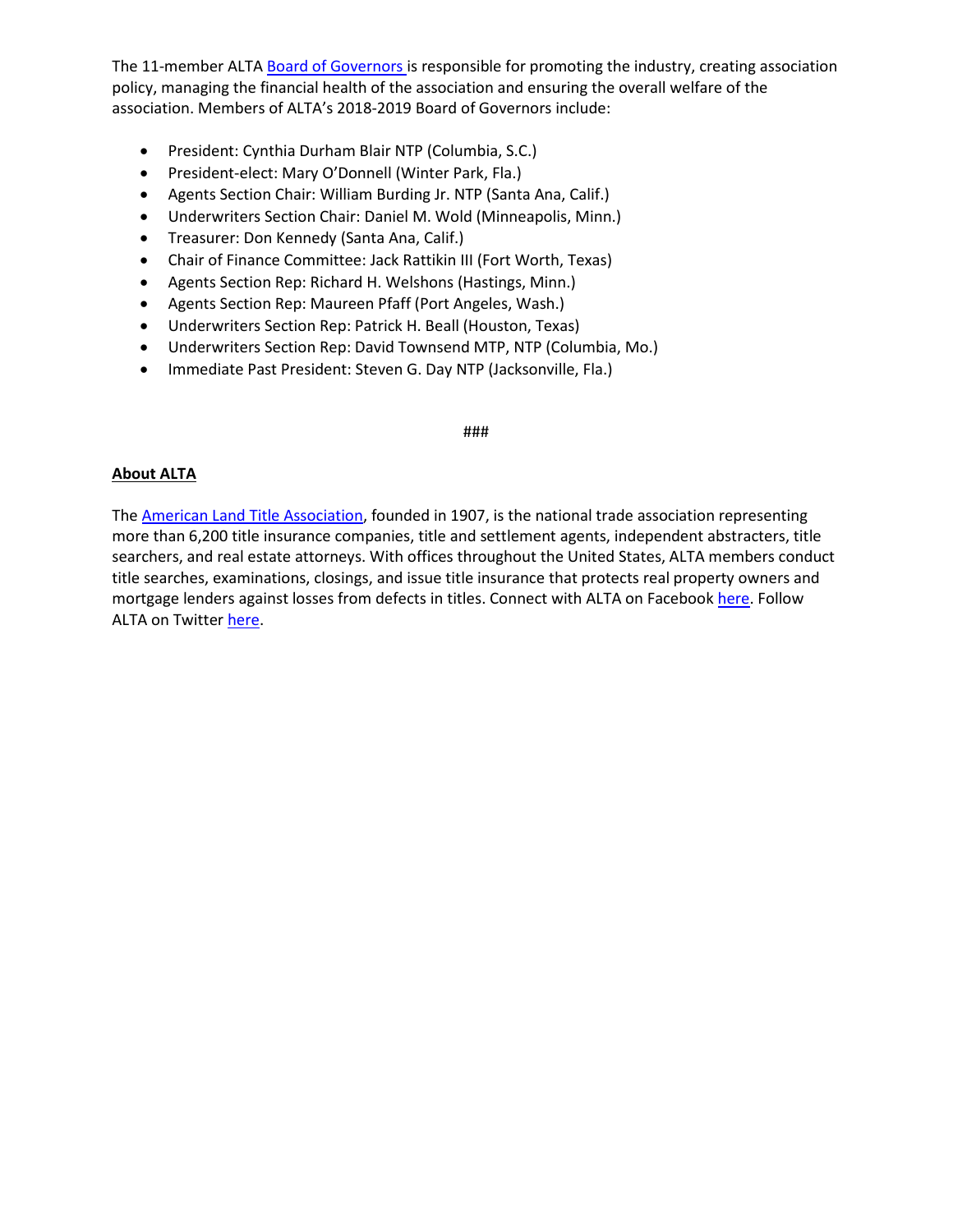The 11-member ALTA Board of Governors is responsible for promoting the industry, creating association policy, managing the financial health of the association and ensuring the overall welfare of the association. Members of ALTA's 2018-2019 Board of Governors include:

- President: Cynthia Durham Blair NTP (Columbia, S.C.)
- President-elect: Mary O'Donnell (Winter Park, Fla.)
- Agents Section Chair: William Burding Jr. NTP (Santa Ana, Calif.)
- Underwriters Section Chair: Daniel M. Wold (Minneapolis, Minn.)
- Treasurer: Don Kennedy (Santa Ana, Calif.)
- Chair of Finance Committee: Jack Rattikin III (Fort Worth, Texas)
- Agents Section Rep: Richard H. Welshons (Hastings, Minn.)
- Agents Section Rep: Maureen Pfaff (Port Angeles, Wash.)
- Underwriters Section Rep: Patrick H. Beall (Houston, Texas)
- Underwriters Section Rep: David Townsend MTP, NTP (Columbia, Mo.)
- Immediate Past President: Steven G. Day NTP (Jacksonville, Fla.)

###

**About ALTA**

The American Land Title Association, founded in 1907, is the national trade association representing more than 6,200 title insurance companies, title and settlement agents, independent abstracters, title searchers, and real estate attorneys. With offices throughout the United States, ALTA members conduct title searches, examinations, closings, and issue title insurance that protects real property owners and mortgage lenders against losses from defects in titles. Connect with ALTA on Facebook here. Follow ALTA on Twitter here.